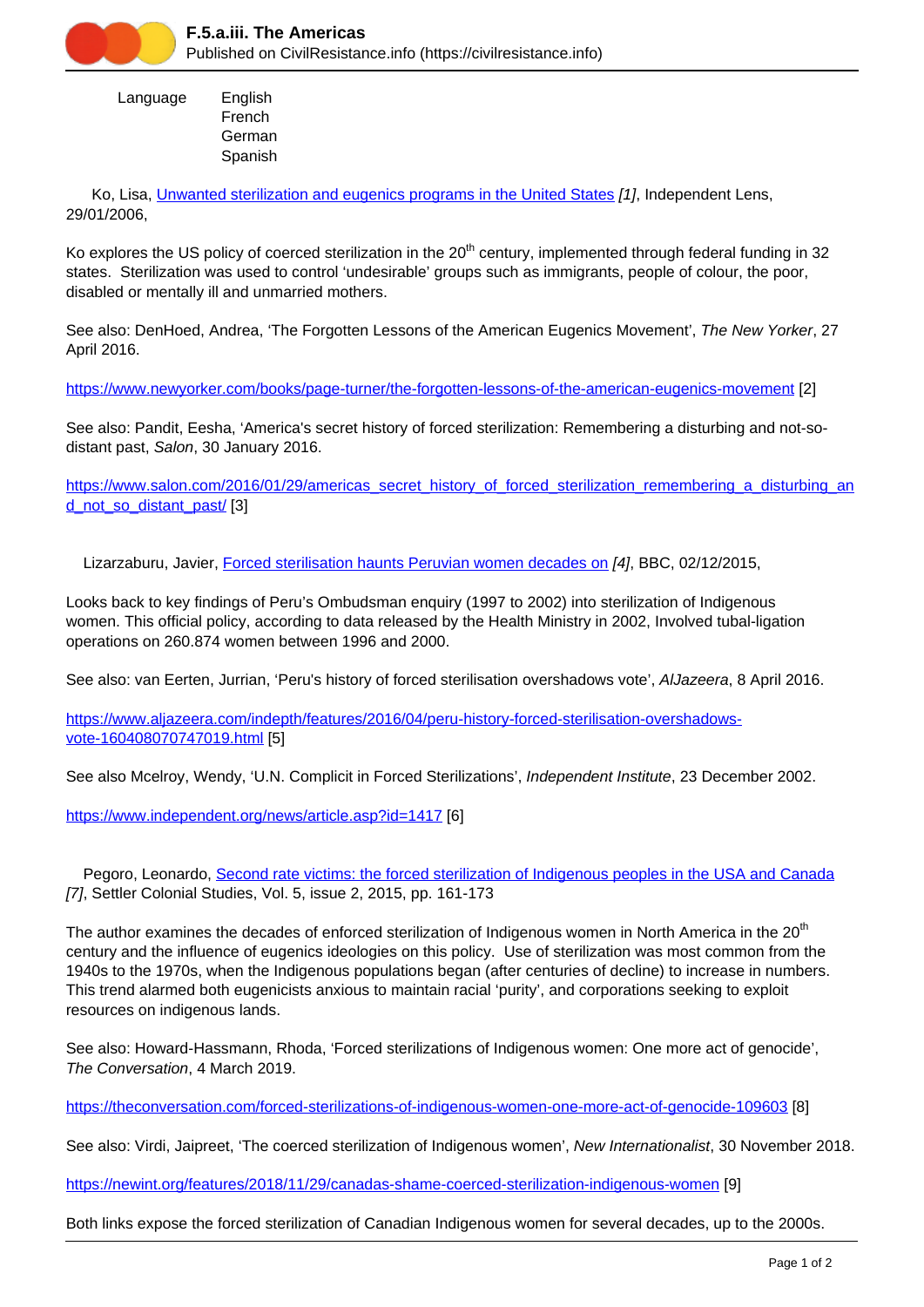Language English
French
German
Spanish

Ko, Lisa, [Unwanted sterilization and eugenics programs in the United States](#) *[1]*, Independent Lens, 29/01/2006,

Ko explores the US policy of coerced sterilization in the 20th century, implemented through federal funding in 32 states. Sterilization was used to control 'undesirable' groups such as immigrants, people of colour, the poor, disabled or mentally ill and unmarried mothers.

See also: DenHoed, Andrea, 'The Forgotten Lessons of the American Eugenics Movement', *The New Yorker*, 27 April 2016.

https://www.newyorker.com/books/page-turner/the-forgotten-lessons-of-the-american-eugenics-movement [2]

See also: Pandit, Eesha, 'America's secret history of forced sterilization: Remembering a disturbing and not-so-distant past, *Salon*, 30 January 2016.

https://www.salon.com/2016/01/29/americas_secret_history_of_forced_sterilization_remembering_a_disturbing_and_not_so_distant_past/ [3]

Lizarzaburu, Javier, [Forced sterilisation haunts Peruvian women decades on](#) *[4]*, BBC, 02/12/2015,

Looks back to key findings of Peru's Ombudsman enquiry (1997 to 2002) into sterilization of Indigenous women. This official policy, according to data released by the Health Ministry in 2002, Involved tubal-ligation operations on 260.874 women between 1996 and 2000.

See also: van Eerten, Jurrian, 'Peru's history of forced sterilisation overshadows vote', *AlJazeera*, 8 April 2016.

https://www.aljazeera.com/indepth/features/2016/04/peru-history-forced-sterilisation-overshadows-vote-160408070747019.html [5]

See also Mcelroy, Wendy, 'U.N. Complicit in Forced Sterilizations', *Independent Institute*, 23 December 2002.

https://www.independent.org/news/article.asp?id=1417 [6]

Pegoro, Leonardo, [Second rate victims: the forced sterilization of Indigenous peoples in the USA and Canada](#) *[7]*, Settler Colonial Studies, Vol. 5, issue 2, 2015, pp. 161-173

The author examines the decades of enforced sterilization of Indigenous women in North America in the 20th century and the influence of eugenics ideologies on this policy. Use of sterilization was most common from the 1940s to the 1970s, when the Indigenous populations began (after centuries of decline) to increase in numbers. This trend alarmed both eugenicists anxious to maintain racial 'purity', and corporations seeking to exploit resources on indigenous lands.

See also: Howard-Hassmann, Rhoda, 'Forced sterilizations of Indigenous women: One more act of genocide', *The Conversation*, 4 March 2019.

https://theconversation.com/forced-sterilizations-of-indigenous-women-one-more-act-of-genocide-109603 [8]

See also: Virdi, Jaipreet, 'The coerced sterilization of Indigenous women', *New Internationalist*, 30 November 2018.

https://newint.org/features/2018/11/29/canadas-shame-coerced-sterilization-indigenous-women [9]

Both links expose the forced sterilization of Canadian Indigenous women for several decades, up to the 2000s.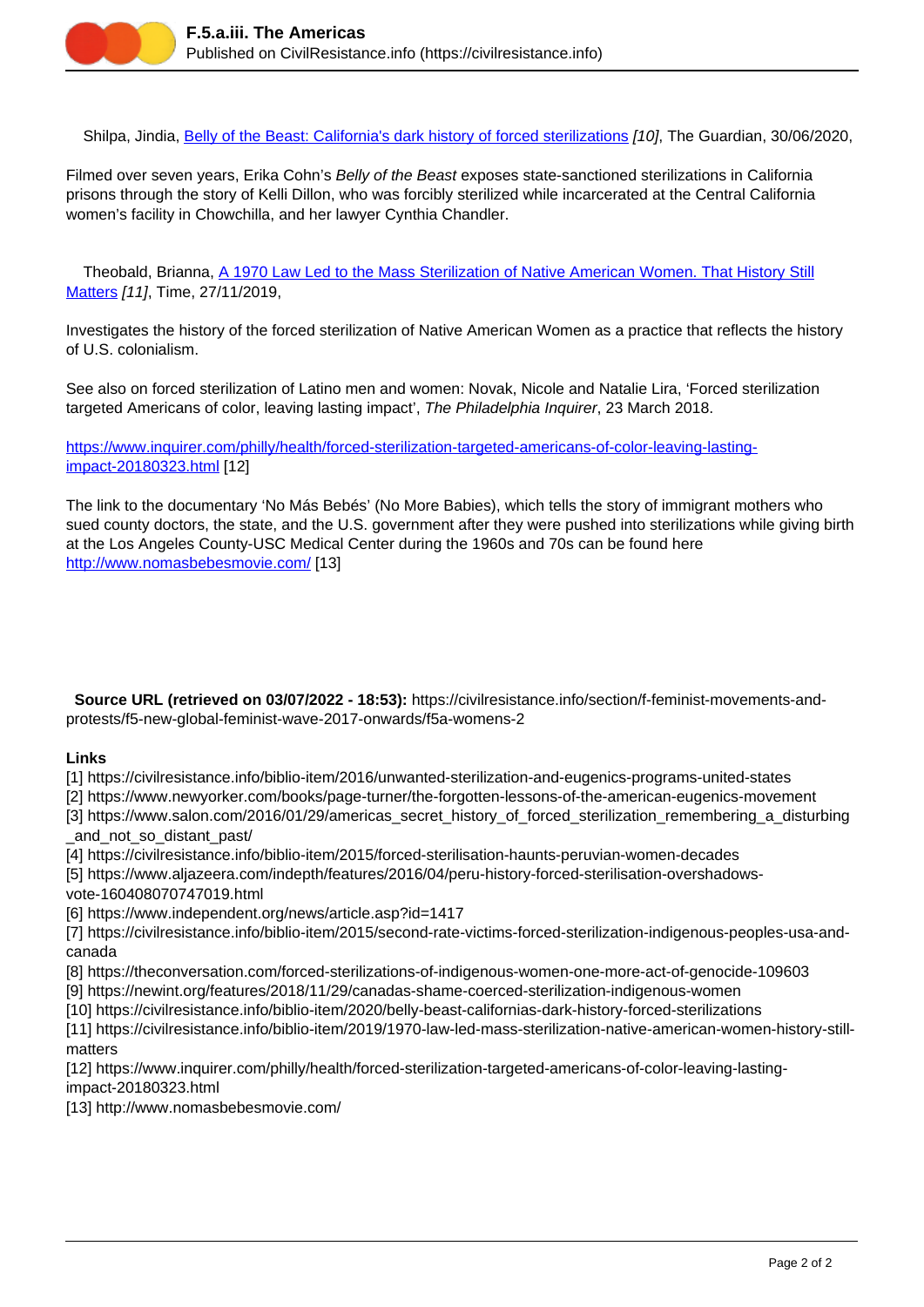Shilpa, Jindia, [Belly of the Beast: California's dark history of forced sterilizations](https://civilresistance.info/biblio-item/2020/belly-beast-californias-dark-history-forced-sterilizations) *[10]*, The Guardian, 30/06/2020,

Filmed over seven years, Erika Cohn's *Belly of the Beast* exposes state-sanctioned sterilizations in California prisons through the story of Kelli Dillon, who was forcibly sterilized while incarcerated at the Central California women's facility in Chowchilla, and her lawyer Cynthia Chandler.

Theobald, Brianna, [A 1970 Law Led to the Mass Sterilization of Native American Women. That History Still Matters](https://civilresistance.info/biblio-item/2019/1970-law-led-mass-sterilization-native-american-women-history-still-matters) *[11]*, Time, 27/11/2019,

Investigates the history of the forced sterilization of Native American Women as a practice that reflects the history of U.S. colonialism.

See also on forced sterilization of Latino men and women: Novak, Nicole and Natalie Lira, 'Forced sterilization targeted Americans of color, leaving lasting impact', *The Philadelphia Inquirer*, 23 March 2018.

[https://www.inquirer.com/philly/health/forced-sterilization-targeted-americans-of-color-leaving-lasting-impact-20180323.html](https://www.inquirer.com/philly/health/forced-sterilization-targeted-americans-of-color-leaving-lasting-impact-20180323.html) [12]

The link to the documentary 'No Más Bebés' (No More Babies), which tells the story of immigrant mothers who sued county doctors, the state, and the U.S. government after they were pushed into sterilizations while giving birth at the Los Angeles County-USC Medical Center during the 1960s and 70s can be found here [http://www.nomasbebesmovie.com/](http://www.nomasbebesmovie.com/) [13]

**Source URL (retrieved on 03/07/2022 - 18:53):** https://civilresistance.info/section/f-feminist-movements-and-protests/f5-new-global-feminist-wave-2017-onwards/f5a-womens-2

**Links**

[1] https://civilresistance.info/biblio-item/2016/unwanted-sterilization-and-eugenics-programs-united-states
[2] https://www.newyorker.com/books/page-turner/the-forgotten-lessons-of-the-american-eugenics-movement
[3] https://www.salon.com/2016/01/29/americas_secret_history_of_forced_sterilization_remembering_a_disturbing_and_not_so_distant_past/
[4] https://civilresistance.info/biblio-item/2015/forced-sterilisation-haunts-peruvian-women-decades
[5] https://www.aljazeera.com/indepth/features/2016/04/peru-history-forced-sterilisation-overshadows-vote-160408070747019.html
[6] https://www.independent.org/news/article.asp?id=1417
[7] https://civilresistance.info/biblio-item/2015/second-rate-victims-forced-sterilization-indigenous-peoples-usa-and-canada
[8] https://theconversation.com/forced-sterilizations-of-indigenous-women-one-more-act-of-genocide-109603
[9] https://newint.org/features/2018/11/29/canadas-shame-coerced-sterilization-indigenous-women
[10] https://civilresistance.info/biblio-item/2020/belly-beast-californias-dark-history-forced-sterilizations
[11] https://civilresistance.info/biblio-item/2019/1970-law-led-mass-sterilization-native-american-women-history-still-matters
[12] https://www.inquirer.com/philly/health/forced-sterilization-targeted-americans-of-color-leaving-lasting-impact-20180323.html
[13] http://www.nomasbebesmovie.com/